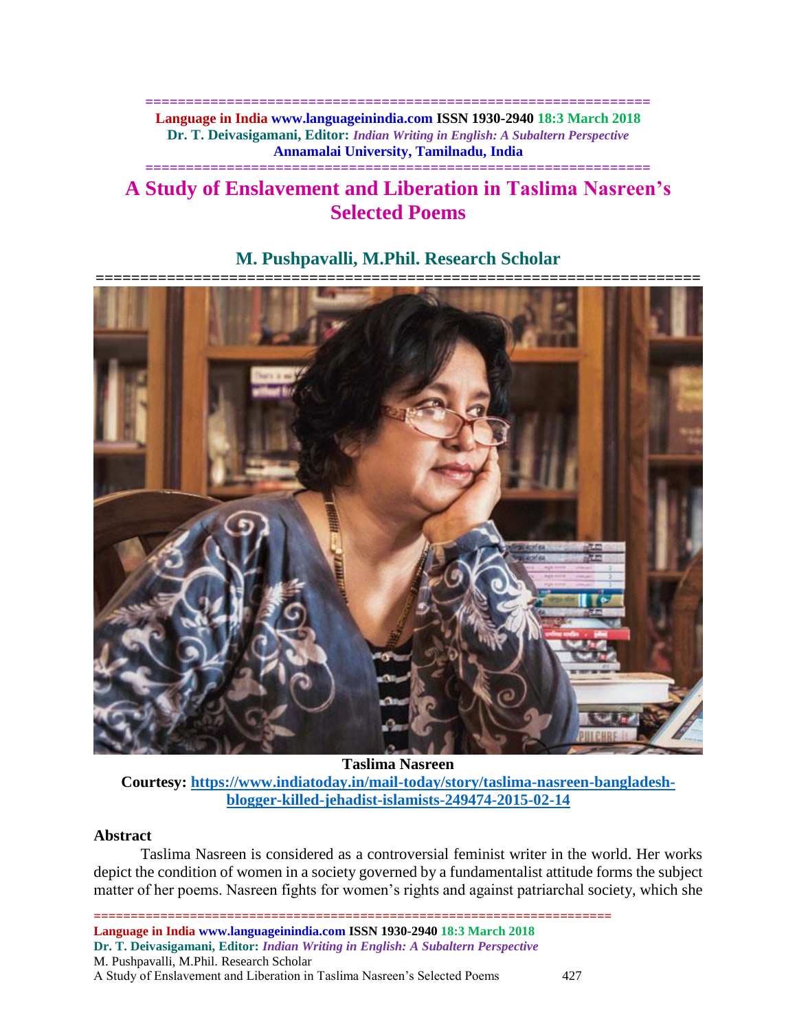# A Study of Enslavement and Liberation in Taslima Nasreen's Selected Poems

## M. Pushpavalli, M.Phil. Research Scholar

**Taslima Nasreen**

**Courtesy: https://www.indiatoday.in/mail-today/story/taslima-nasreen-bangladesh-blogger-killed-jehadist-islamists-249474-2015-02-14**

### Abstract

Taslima Nasreen is considered as a controversial feminist writer in the world. Her works depict the condition of women in a society governed by a fundamentalist attitude forms the subject matter of her poems. Nasreen fights for women's rights and against patriarchal society, which she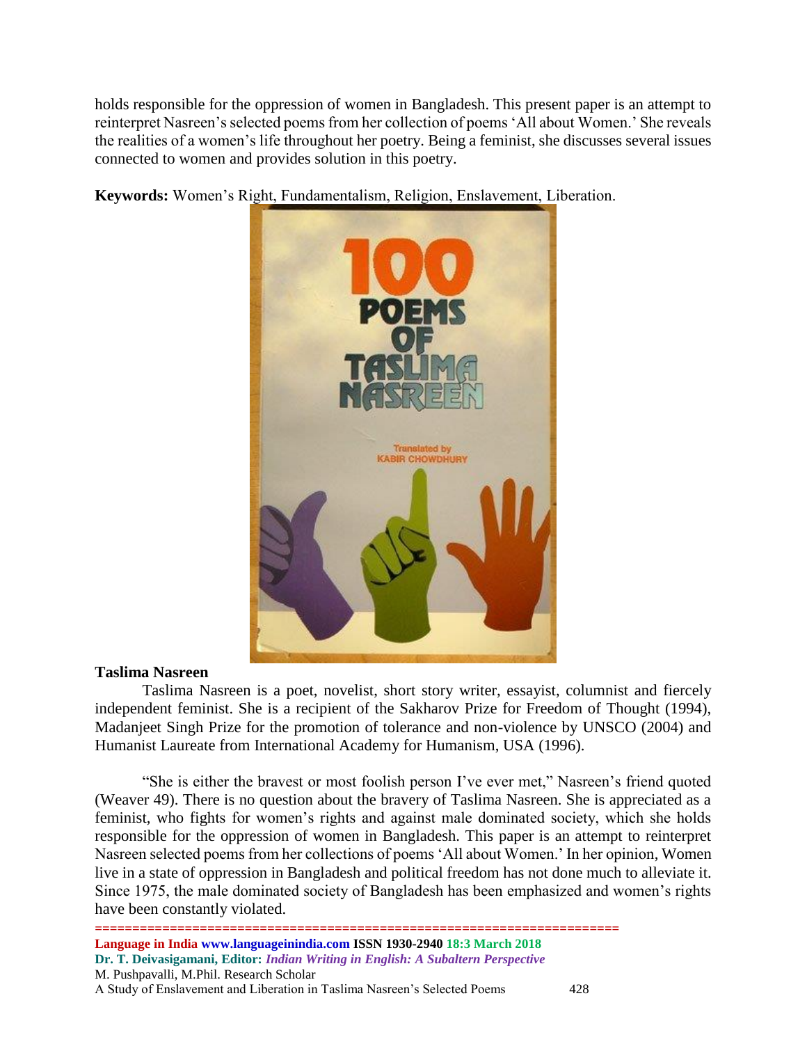holds responsible for the oppression of women in Bangladesh. This present paper is an attempt to reinterpret Nasreen's selected poems from her collection of poems 'All about Women.' She reveals the realities of a women's life throughout her poetry. Being a feminist, she discusses several issues connected to women and provides solution in this poetry.

**Keywords:** Women's Right, Fundamentalism, Religion, Enslavement, Liberation.

## Taslima Nasreen

Taslima Nasreen is a poet, novelist, short story writer, essayist, columnist and fiercely independent feminist. She is a recipient of the Sakharov Prize for Freedom of Thought (1994), Madanjeet Singh Prize for the promotion of tolerance and non-violence by UNSCO (2004) and Humanist Laureate from International Academy for Humanism, USA (1996).

"She is either the bravest or most foolish person I've ever met," Nasreen's friend quoted (Weaver 49). There is no question about the bravery of Taslima Nasreen. She is appreciated as a feminist, who fights for women's rights and against male dominated society, which she holds responsible for the oppression of women in Bangladesh. This paper is an attempt to reinterpret Nasreen selected poems from her collections of poems 'All about Women.' In her opinion, Women live in a state of oppression in Bangladesh and political freedom has not done much to alleviate it. Since 1975, the male dominated society of Bangladesh has been emphasized and women's rights have been constantly violated.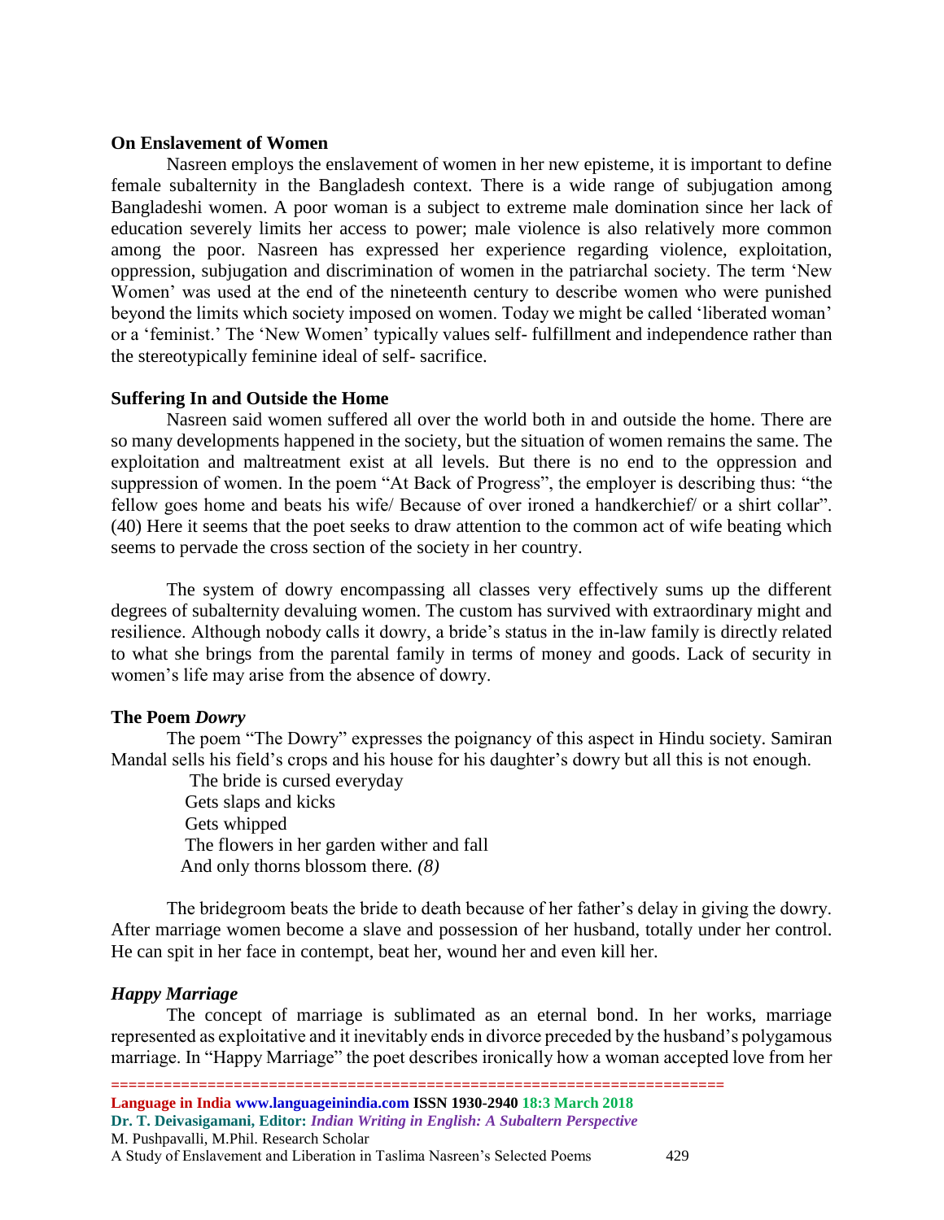### On Enslavement of Women

Nasreen employs the enslavement of women in her new episteme, it is important to define female subalternity in the Bangladesh context. There is a wide range of subjugation among Bangladeshi women. A poor woman is a subject to extreme male domination since her lack of education severely limits her access to power; male violence is also relatively more common among the poor. Nasreen has expressed her experience regarding violence, exploitation, oppression, subjugation and discrimination of women in the patriarchal society. The term 'New Women' was used at the end of the nineteenth century to describe women who were punished beyond the limits which society imposed on women. Today we might be called 'liberated woman' or a 'feminist.' The 'New Women' typically values self- fulfillment and independence rather than the stereotypically feminine ideal of self- sacrifice.

### Suffering In and Outside the Home

Nasreen said women suffered all over the world both in and outside the home. There are so many developments happened in the society, but the situation of women remains the same. The exploitation and maltreatment exist at all levels. But there is no end to the oppression and suppression of women. In the poem "At Back of Progress", the employer is describing thus: "the fellow goes home and beats his wife/ Because of over ironed a handkerchief/ or a shirt collar". (40) Here it seems that the poet seeks to draw attention to the common act of wife beating which seems to pervade the cross section of the society in her country.

The system of dowry encompassing all classes very effectively sums up the different degrees of subalternity devaluing women. The custom has survived with extraordinary might and resilience. Although nobody calls it dowry, a bride's status in the in-law family is directly related to what she brings from the parental family in terms of money and goods. Lack of security in women's life may arise from the absence of dowry.

### The Poem *Dowry*

The poem "The Dowry" expresses the poignancy of this aspect in Hindu society. Samiran Mandal sells his field's crops and his house for his daughter's dowry but all this is not enough.

> The bride is cursed everyday
> Gets slaps and kicks
> Gets whipped
> The flowers in her garden wither and fall
> And only thorns blossom there*. (8)*

The bridegroom beats the bride to death because of her father's delay in giving the dowry. After marriage women become a slave and possession of her husband, totally under her control. He can spit in her face in contempt, beat her, wound her and even kill her.

### *Happy Marriage*

The concept of marriage is sublimated as an eternal bond. In her works, marriage represented as exploitative and it inevitably ends in divorce preceded by the husband's polygamous marriage. In "Happy Marriage" the poet describes ironically how a woman accepted love from her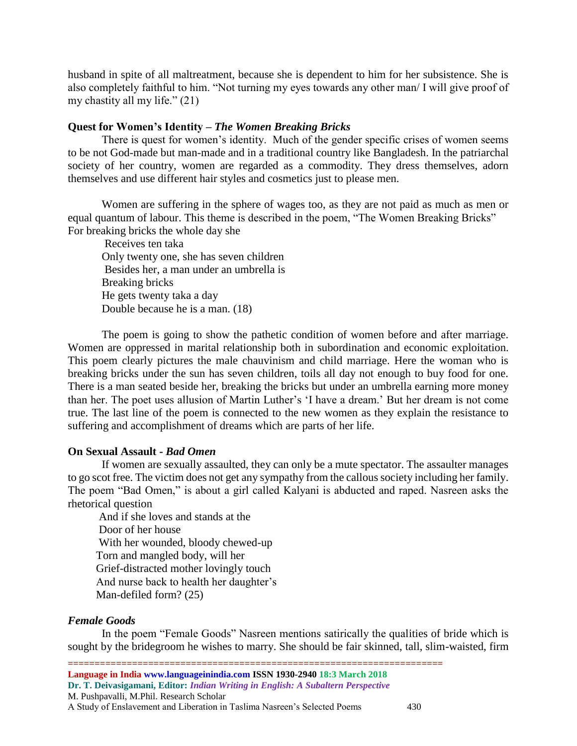husband in spite of all maltreatment, because she is dependent to him for her subsistence. She is also completely faithful to him. "Not turning my eyes towards any other man/ I will give proof of my chastity all my life." (21)

**Quest for Women's Identity – *The Women Breaking Bricks***

There is quest for women's identity. Much of the gender specific crises of women seems to be not God-made but man-made and in a traditional country like Bangladesh. In the patriarchal society of her country, women are regarded as a commodity. They dress themselves, adorn themselves and use different hair styles and cosmetics just to please men.

Women are suffering in the sphere of wages too, as they are not paid as much as men or equal quantum of labour. This theme is described in the poem, "The Women Breaking Bricks"
For breaking bricks the whole day she
Receives ten taka
Only twenty one, she has seven children
Besides her, a man under an umbrella is
Breaking bricks
He gets twenty taka a day
Double because he is a man. (18)

The poem is going to show the pathetic condition of women before and after marriage. Women are oppressed in marital relationship both in subordination and economic exploitation. This poem clearly pictures the male chauvinism and child marriage. Here the woman who is breaking bricks under the sun has seven children, toils all day not enough to buy food for one. There is a man seated beside her, breaking the bricks but under an umbrella earning more money than her. The poet uses allusion of Martin Luther's 'I have a dream.' But her dream is not come true. The last line of the poem is connected to the new women as they explain the resistance to suffering and accomplishment of dreams which are parts of her life.

**On Sexual Assault - *Bad Omen***

If women are sexually assaulted, they can only be a mute spectator. The assaulter manages to go scot free. The victim does not get any sympathy from the callous society including her family. The poem "Bad Omen," is about a girl called Kalyani is abducted and raped. Nasreen asks the rhetorical question

And if she loves and stands at the
Door of her house
With her wounded, bloody chewed-up
Torn and mangled body, will her
Grief-distracted mother lovingly touch
And nurse back to health her daughter's
Man-defiled form? (25)

***Female Goods***

In the poem "Female Goods" Nasreen mentions satirically the qualities of bride which is sought by the bridegroom he wishes to marry. She should be fair skinned, tall, slim-waisted, firm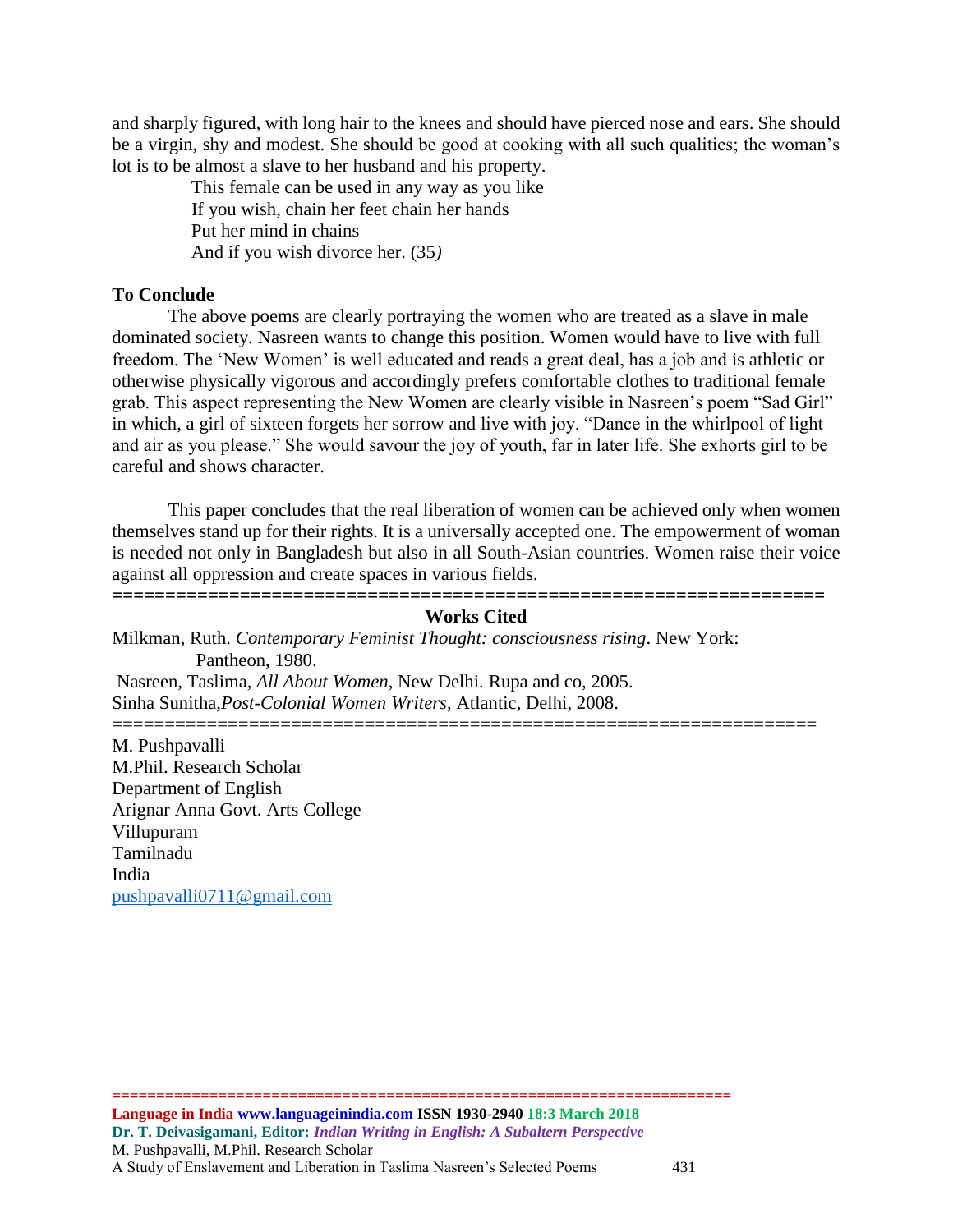and sharply figured, with long hair to the knees and should have pierced nose and ears. She should be a virgin, shy and modest. She should be good at cooking with all such qualities; the woman's lot is to be almost a slave to her husband and his property.

> This female can be used in any way as you like
> If you wish, chain her feet chain her hands
> Put her mind in chains
> And if you wish divorce her. (35*)*

**To Conclude**

The above poems are clearly portraying the women who are treated as a slave in male dominated society. Nasreen wants to change this position. Women would have to live with full freedom. The 'New Women' is well educated and reads a great deal, has a job and is athletic or otherwise physically vigorous and accordingly prefers comfortable clothes to traditional female grab. This aspect representing the New Women are clearly visible in Nasreen's poem "Sad Girl" in which, a girl of sixteen forgets her sorrow and live with joy. "Dance in the whirlpool of light and air as you please." She would savour the joy of youth, far in later life. She exhorts girl to be careful and shows character.

This paper concludes that the real liberation of women can be achieved only when women themselves stand up for their rights. It is a universally accepted one. The empowerment of woman is needed not only in Bangladesh but also in all South-Asian countries. Women raise their voice against all oppression and create spaces in various fields.

=================================================================

**Works Cited**

Milkman, Ruth. *Contemporary Feminist Thought: consciousness rising*. New York: Pantheon, 1980.

Nasreen, Taslima, *All About Women*, New Delhi. Rupa and co, 2005.

Sinha Sunitha,*Post-Colonial Women Writers*, Atlantic, Delhi, 2008.

=================================================================

M. Pushpavalli
M.Phil. Research Scholar
Department of English
Arignar Anna Govt. Arts College
Villupuram
Tamilnadu
India
pushpavalli0711@gmail.com